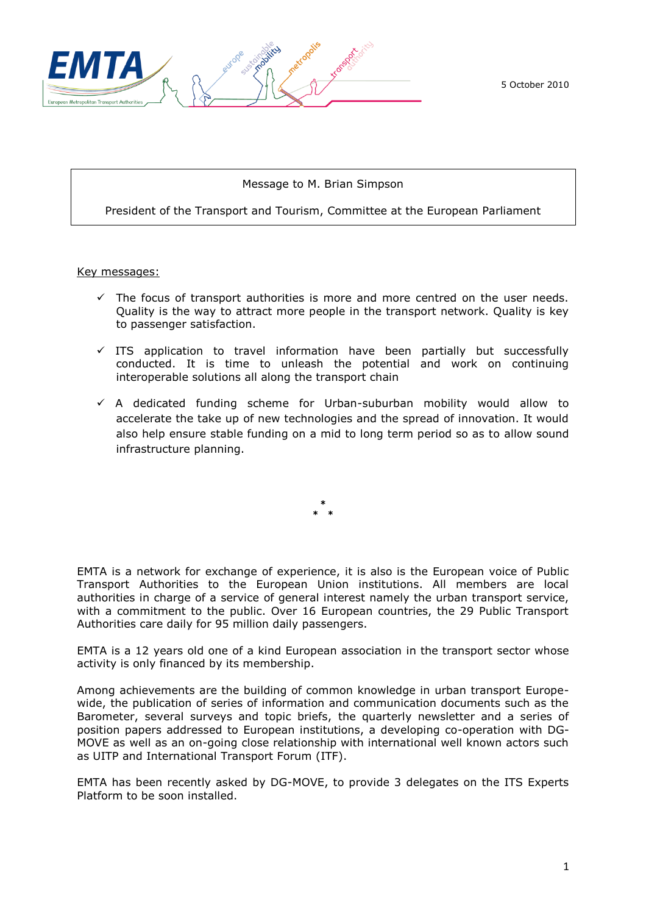5 October 2010

Message to M. Brian Simpson

President of the Transport and Tourism, Committee at the European Parliament

Key messages:

- ✓ The focus of transport authorities is more and more centred on the user needs. Quality is the way to attract more people in the transport network. Quality is key to passenger satisfaction.
- ✓ ITS application to travel information have been partially but successfully conducted. It is time to unleash the potential and work on continuing interoperable solutions all along the transport chain
- ✓ A dedicated funding scheme for Urban-suburban mobility would allow to accelerate the take up of new technologies and the spread of innovation. It would also help ensure stable funding on a mid to long term period so as to allow sound infrastructure planning.

\*
\* \*

EMTA is a network for exchange of experience, it is also is the European voice of Public Transport Authorities to the European Union institutions. All members are local authorities in charge of a service of general interest namely the urban transport service, with a commitment to the public. Over 16 European countries, the 29 Public Transport Authorities care daily for 95 million daily passengers.

EMTA is a 12 years old one of a kind European association in the transport sector whose activity is only financed by its membership.

Among achievements are the building of common knowledge in urban transport Europe-wide, the publication of series of information and communication documents such as the Barometer, several surveys and topic briefs, the quarterly newsletter and a series of position papers addressed to European institutions, a developing co-operation with DG-MOVE as well as an on-going close relationship with international well known actors such as UITP and International Transport Forum (ITF).

EMTA has been recently asked by DG-MOVE, to provide 3 delegates on the ITS Experts Platform to be soon installed.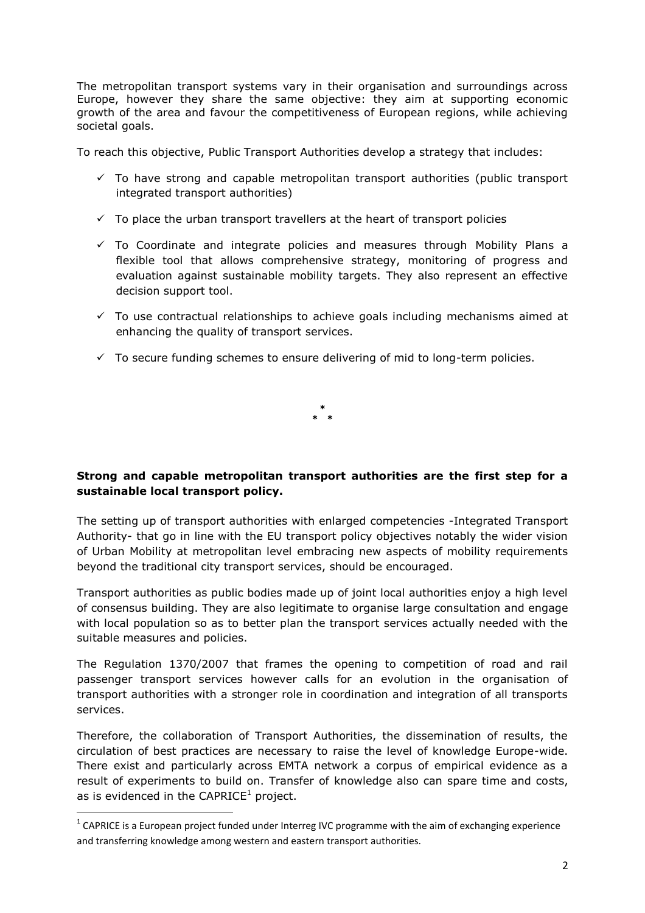The metropolitan transport systems vary in their organisation and surroundings across Europe, however they share the same objective: they aim at supporting economic growth of the area and favour the competitiveness of European regions, while achieving societal goals.

To reach this objective, Public Transport Authorities develop a strategy that includes:

- ✓ To have strong and capable metropolitan transport authorities (public transport integrated transport authorities)
- ✓ To place the urban transport travellers at the heart of transport policies
- ✓ To Coordinate and integrate policies and measures through Mobility Plans a flexible tool that allows comprehensive strategy, monitoring of progress and evaluation against sustainable mobility targets. They also represent an effective decision support tool.
- ✓ To use contractual relationships to achieve goals including mechanisms aimed at enhancing the quality of transport services.
- ✓ To secure funding schemes to ensure delivering of mid to long-term policies.

\*
\* \*

**Strong and capable metropolitan transport authorities are the first step for a sustainable local transport policy.**

The setting up of transport authorities with enlarged competencies -Integrated Transport Authority- that go in line with the EU transport policy objectives notably the wider vision of Urban Mobility at metropolitan level embracing new aspects of mobility requirements beyond the traditional city transport services, should be encouraged.

Transport authorities as public bodies made up of joint local authorities enjoy a high level of consensus building. They are also legitimate to organise large consultation and engage with local population so as to better plan the transport services actually needed with the suitable measures and policies.

The Regulation 1370/2007 that frames the opening to competition of road and rail passenger transport services however calls for an evolution in the organisation of transport authorities with a stronger role in coordination and integration of all transports services.

Therefore, the collaboration of Transport Authorities, the dissemination of results, the circulation of best practices are necessary to raise the level of knowledge Europe-wide. There exist and particularly across EMTA network a corpus of empirical evidence as a result of experiments to build on. Transfer of knowledge also can spare time and costs, as is evidenced in the CAPRICE[1] project.

[1] CAPRICE is a European project funded under Interreg IVC programme with the aim of exchanging experience and transferring knowledge among western and eastern transport authorities.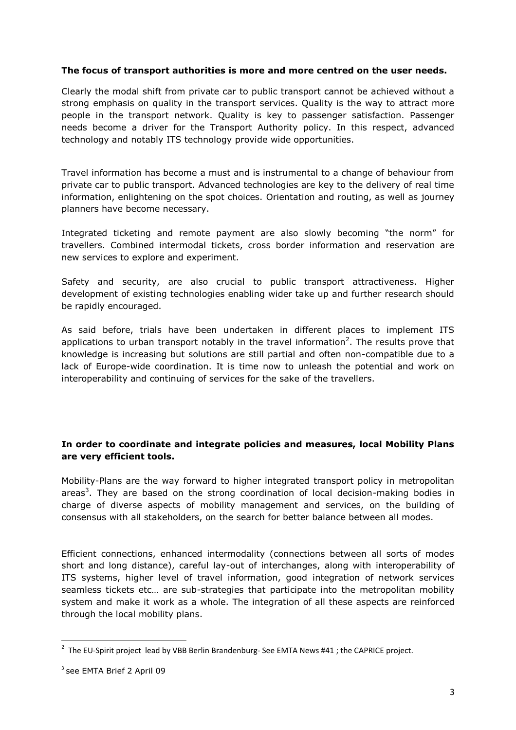**The focus of transport authorities is more and more centred on the user needs.**

Clearly the modal shift from private car to public transport cannot be achieved without a strong emphasis on quality in the transport services. Quality is the way to attract more people in the transport network. Quality is key to passenger satisfaction. Passenger needs become a driver for the Transport Authority policy. In this respect, advanced technology and notably ITS technology provide wide opportunities.

Travel information has become a must and is instrumental to a change of behaviour from private car to public transport. Advanced technologies are key to the delivery of real time information, enlightening on the spot choices. Orientation and routing, as well as journey planners have become necessary.

Integrated ticketing and remote payment are also slowly becoming "the norm" for travellers. Combined intermodal tickets, cross border information and reservation are new services to explore and experiment.

Safety and security, are also crucial to public transport attractiveness. Higher development of existing technologies enabling wider take up and further research should be rapidly encouraged.

As said before, trials have been undertaken in different places to implement ITS applications to urban transport notably in the travel information[2]. The results prove that knowledge is increasing but solutions are still partial and often non-compatible due to a lack of Europe-wide coordination. It is time now to unleash the potential and work on interoperability and continuing of services for the sake of the travellers.

**In order to coordinate and integrate policies and measures, local Mobility Plans are very efficient tools.**

Mobility-Plans are the way forward to higher integrated transport policy in metropolitan areas[3]. They are based on the strong coordination of local decision-making bodies in charge of diverse aspects of mobility management and services, on the building of consensus with all stakeholders, on the search for better balance between all modes.

Efficient connections, enhanced intermodality (connections between all sorts of modes short and long distance), careful lay-out of interchanges, along with interoperability of ITS systems, higher level of travel information, good integration of network services seamless tickets etc… are sub-strategies that participate into the metropolitan mobility system and make it work as a whole. The integration of all these aspects are reinforced through the local mobility plans.

---

[2] The EU-Spirit project lead by VBB Berlin Brandenburg- See EMTA News #41 ; the CAPRICE project.

[3] see EMTA Brief 2 April 09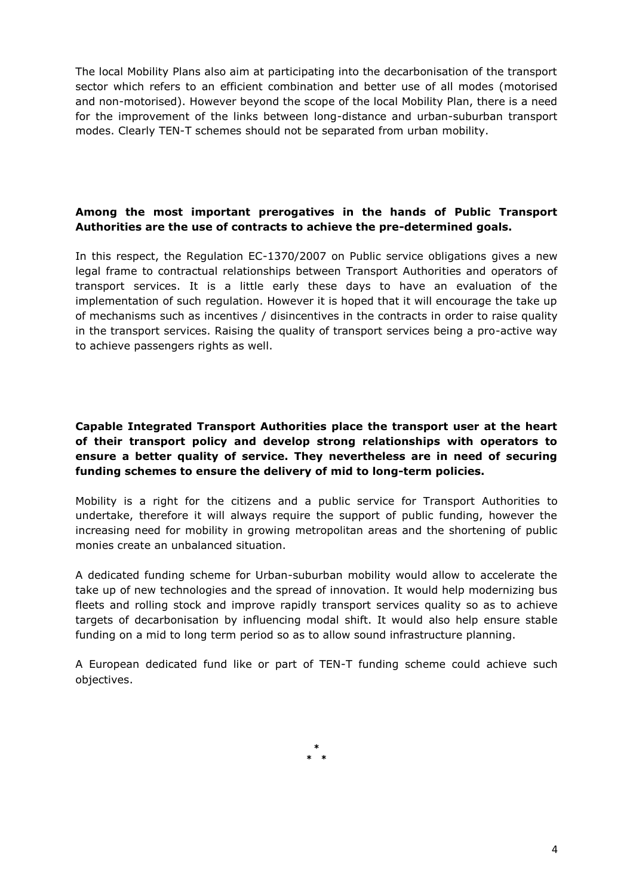The local Mobility Plans also aim at participating into the decarbonisation of the transport sector which refers to an efficient combination and better use of all modes (motorised and non-motorised). However beyond the scope of the local Mobility Plan, there is a need for the improvement of the links between long-distance and urban-suburban transport modes. Clearly TEN-T schemes should not be separated from urban mobility.

**Among the most important prerogatives in the hands of Public Transport Authorities are the use of contracts to achieve the pre-determined goals.**

In this respect, the Regulation EC-1370/2007 on Public service obligations gives a new legal frame to contractual relationships between Transport Authorities and operators of transport services. It is a little early these days to have an evaluation of the implementation of such regulation. However it is hoped that it will encourage the take up of mechanisms such as incentives / disincentives in the contracts in order to raise quality in the transport services. Raising the quality of transport services being a pro-active way to achieve passengers rights as well.

**Capable Integrated Transport Authorities place the transport user at the heart of their transport policy and develop strong relationships with operators to ensure a better quality of service. They nevertheless are in need of securing funding schemes to ensure the delivery of mid to long-term policies.**

Mobility is a right for the citizens and a public service for Transport Authorities to undertake, therefore it will always require the support of public funding, however the increasing need for mobility in growing metropolitan areas and the shortening of public monies create an unbalanced situation.

A dedicated funding scheme for Urban-suburban mobility would allow to accelerate the take up of new technologies and the spread of innovation. It would help modernizing bus fleets and rolling stock and improve rapidly transport services quality so as to achieve targets of decarbonisation by influencing modal shift. It would also help ensure stable funding on a mid to long term period so as to allow sound infrastructure planning.

A European dedicated fund like or part of TEN-T funding scheme could achieve such objectives.

\*
\* \*